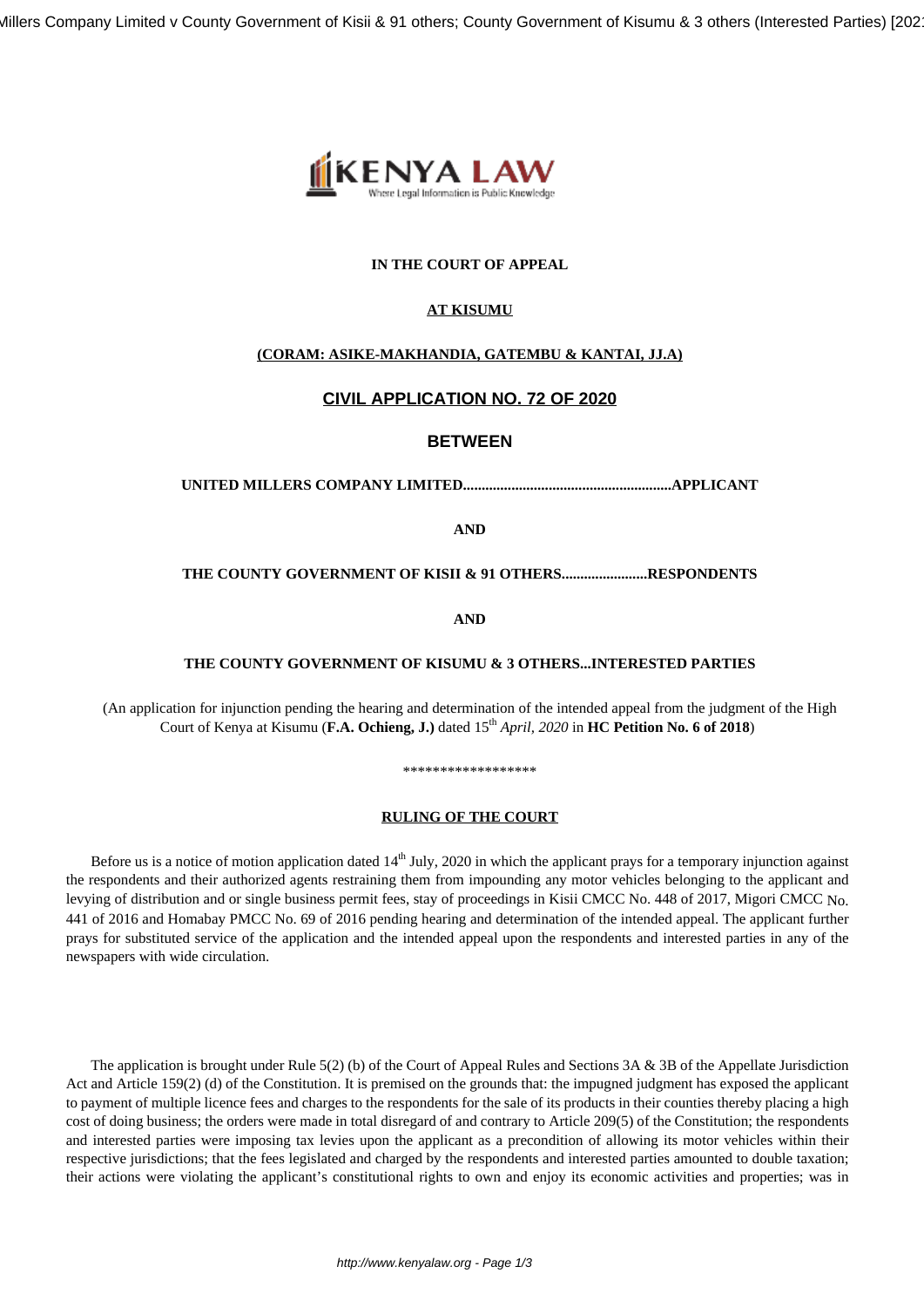**IN THE COURT OF APPEAL**

**AT KISUMU**

**(CORAM: ASIKE-MAKHANDIA, GATEMBU & KANTAI, JJ.A)**

## CIVIL APPLICATION NO. 72 OF 2020

### BETWEEN

**UNITED MILLERS COMPANY LIMITED.......................................................APPLICANT**

**AND**

**THE COUNTY GOVERNMENT OF KISII & 91 OTHERS.......................RESPONDENTS**

**AND**

**THE COUNTY GOVERNMENT OF KISUMU & 3 OTHERS...INTERESTED PARTIES**

(An application for injunction pending the hearing and determination of the intended appeal from the judgment of the High Court of Kenya at Kisumu (**F.A. Ochieng, J.**) dated 15th *April, 2020* in **HC Petition No. 6 of 2018**)

******************

**RULING OF THE COURT**

Before us is a notice of motion application dated 14th July, 2020 in which the applicant prays for a temporary injunction against the respondents and their authorized agents restraining them from impounding any motor vehicles belonging to the applicant and levying of distribution and or single business permit fees, stay of proceedings in Kisii CMCC No. 448 of 2017, Migori CMCC No. 441 of 2016 and Homabay PMCC No. 69 of 2016 pending hearing and determination of the intended appeal. The applicant further prays for substituted service of the application and the intended appeal upon the respondents and interested parties in any of the newspapers with wide circulation.

The application is brought under Rule 5(2) (b) of the Court of Appeal Rules and Sections 3A & 3B of the Appellate Jurisdiction Act and Article 159(2) (d) of the Constitution. It is premised on the grounds that: the impugned judgment has exposed the applicant to payment of multiple licence fees and charges to the respondents for the sale of its products in their counties thereby placing a high cost of doing business; the orders were made in total disregard of and contrary to Article 209(5) of the Constitution; the respondents and interested parties were imposing tax levies upon the applicant as a precondition of allowing its motor vehicles within their respective jurisdictions; that the fees legislated and charged by the respondents and interested parties amounted to double taxation; their actions were violating the applicant's constitutional rights to own and enjoy its economic activities and properties; was in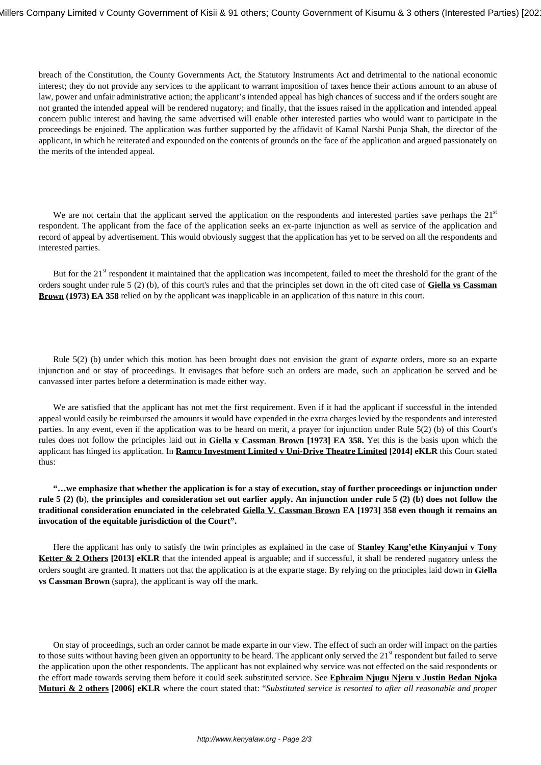breach of the Constitution, the County Governments Act, the Statutory Instruments Act and detrimental to the national economic interest; they do not provide any services to the applicant to warrant imposition of taxes hence their actions amount to an abuse of law, power and unfair administrative action; the applicant's intended appeal has high chances of success and if the orders sought are not granted the intended appeal will be rendered nugatory; and finally, that the issues raised in the application and intended appeal concern public interest and having the same advertised will enable other interested parties who would want to participate in the proceedings be enjoined. The application was further supported by the affidavit of Kamal Narshi Punja Shah, the director of the applicant, in which he reiterated and expounded on the contents of grounds on the face of the application and argued passionately on the merits of the intended appeal.

We are not certain that the applicant served the application on the respondents and interested parties save perhaps the 21st respondent. The applicant from the face of the application seeks an ex-parte injunction as well as service of the application and record of appeal by advertisement. This would obviously suggest that the application has yet to be served on all the respondents and interested parties.

But for the 21st respondent it maintained that the application was incompetent, failed to meet the threshold for the grant of the orders sought under rule 5 (2) (b), of this court's rules and that the principles set down in the oft cited case of **Giella vs Cassman Brown (1973) EA 358** relied on by the applicant was inapplicable in an application of this nature in this court.

Rule 5(2) (b) under which this motion has been brought does not envision the grant of *exparte* orders, more so an exparte injunction and or stay of proceedings. It envisages that before such an orders are made, such an application be served and be canvassed inter partes before a determination is made either way.

We are satisfied that the applicant has not met the first requirement. Even if it had the applicant if successful in the intended appeal would easily be reimbursed the amounts it would have expended in the extra charges levied by the respondents and interested parties. In any event, even if the application was to be heard on merit, a prayer for injunction under Rule 5(2) (b) of this Court's rules does not follow the principles laid out in **Giella v Cassman Brown [1973] EA 358.** Yet this is the basis upon which the applicant has hinged its application. In **Ramco Investment Limited v Uni-Drive Theatre Limited [2014] eKLR** this Court stated thus:

**"…we emphasize that whether the application is for a stay of execution, stay of further proceedings or injunction under rule 5 (2) (b), the principles and consideration set out earlier apply. An injunction under rule 5 (2) (b) does not follow the traditional consideration enunciated in the celebrated Giella V. Cassman Brown EA [1973] 358 even though it remains an invocation of the equitable jurisdiction of the Court".**

Here the applicant has only to satisfy the twin principles as explained in the case of **Stanley Kang'ethe Kinyanjui v Tony Ketter & 2 Others [2013] eKLR** that the intended appeal is arguable; and if successful, it shall be rendered nugatory unless the orders sought are granted. It matters not that the application is at the exparte stage. By relying on the principles laid down in **Giella vs Cassman Brown** (supra), the applicant is way off the mark.

On stay of proceedings, such an order cannot be made exparte in our view. The effect of such an order will impact on the parties to those suits without having been given an opportunity to be heard. The applicant only served the 21st respondent but failed to serve the application upon the other respondents. The applicant has not explained why service was not effected on the said respondents or the effort made towards serving them before it could seek substituted service. See **Ephraim Njugu Njeru v Justin Bedan Njoka Muturi & 2 others [2006] eKLR** where the court stated that: "*Substituted service is resorted to after all reasonable and proper*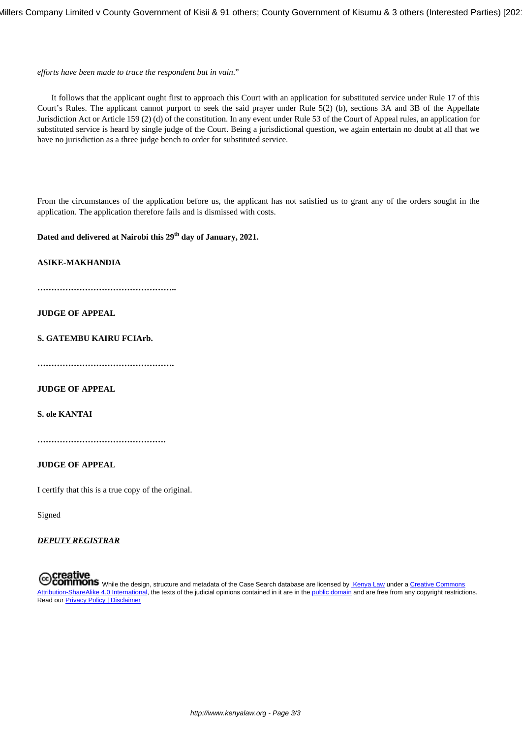*efforts have been made to trace the respondent but in vain*."

It follows that the applicant ought first to approach this Court with an application for substituted service under Rule 17 of this Court's Rules. The applicant cannot purport to seek the said prayer under Rule 5(2) (b), sections 3A and 3B of the Appellate Jurisdiction Act or Article 159 (2) (d) of the constitution. In any event under Rule 53 of the Court of Appeal rules, an application for substituted service is heard by single judge of the Court. Being a jurisdictional question, we again entertain no doubt at all that we have no jurisdiction as a three judge bench to order for substituted service.

From the circumstances of the application before us, the applicant has not satisfied us to grant any of the orders sought in the application. The application therefore fails and is dismissed with costs.

**Dated and delivered at Nairobi this 29th day of January, 2021.**

**ASIKE-MAKHANDIA**

**…………………………………………..**

**JUDGE OF APPEAL**

**S. GATEMBU KAIRU FCIArb.**

**………………………………………….**

**JUDGE OF APPEAL**

**S. ole KANTAI**

**……………………………………….**

**JUDGE OF APPEAL**

I certify that this is a true copy of the original.

Signed

***DEPUTY REGISTRAR***

While the design, structure and metadata of the Case Search database are licensed by Kenya Law under a Creative Commons Attribution-ShareAlike 4.0 International, the texts of the judicial opinions contained in it are in the public domain and are free from any copyright restrictions. Read our Privacy Policy | Disclaimer